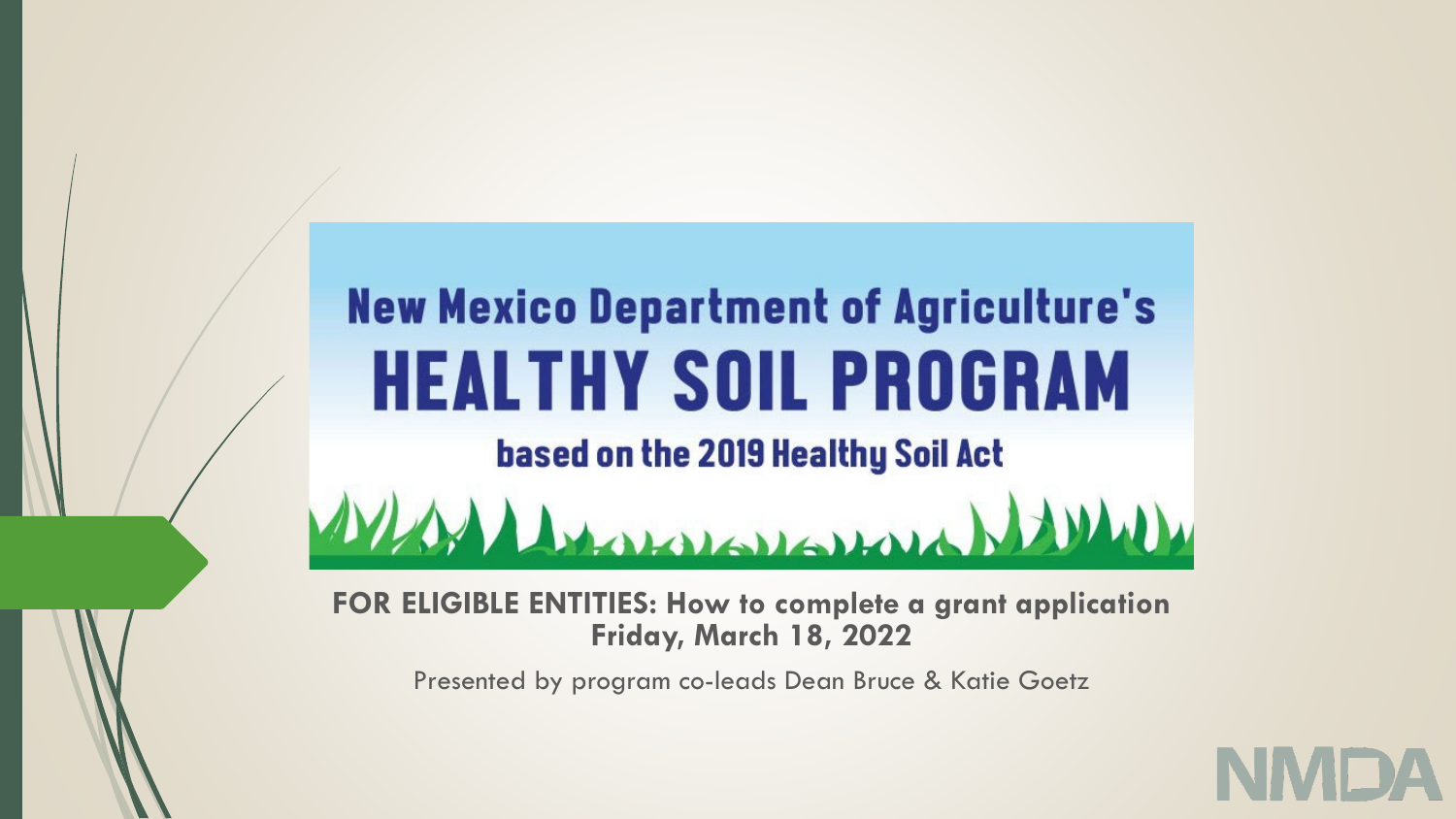# New Mexico Department of Agriculture's HEALTHY SOIL PROGRAM

## based on the 2019 Healthy Soil Act

**FOR ELIGIBLE ENTITIES: How to complete a grant application**
**Friday, March 18, 2022**

Presented by program co-leads Dean Bruce & Katie Goetz

NMDA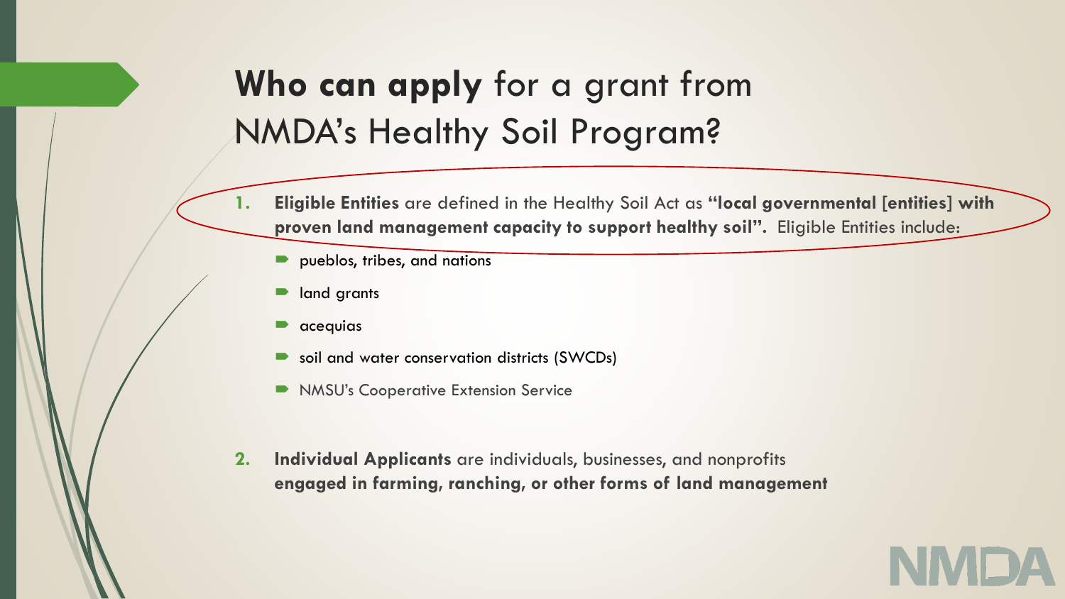# **Who can apply** for a grant from NMDA's Healthy Soil Program?

1. **Eligible Entities** are defined in the Healthy Soil Act as **"local governmental [entities] with proven land management capacity to support healthy soil".** Eligible Entities include:
   - pueblos, tribes, and nations
   - land grants
   - acequias
   - soil and water conservation districts (SWCDs)
   - NMSU's Cooperative Extension Service

2. **Individual Applicants** are individuals, businesses, and nonprofits **engaged in farming, ranching, or other forms of land management**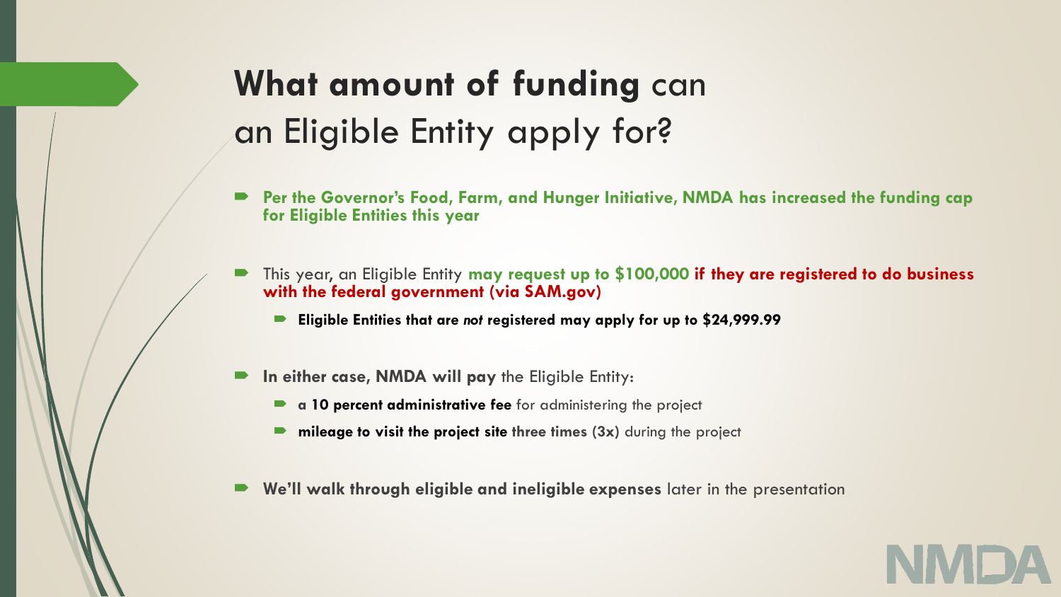# **What amount of funding** can an Eligible Entity apply for?

- **Per the Governor's Food, Farm, and Hunger Initiative, NMDA has increased the funding cap for Eligible Entities this year**
- This year, an Eligible Entity **may request up to $100,000 if they are registered to do business with the federal government (via SAM.gov)**
  - **Eligible Entities that are *not* registered may apply for up to $24,999.99**
- **In either case, NMDA will pay** the Eligible Entity:
  - **a 10 percent administrative fee** for administering the project
  - **mileage to visit the project site three times (3x)** during the project
- **We'll walk through eligible and ineligible expenses** later in the presentation

NMDA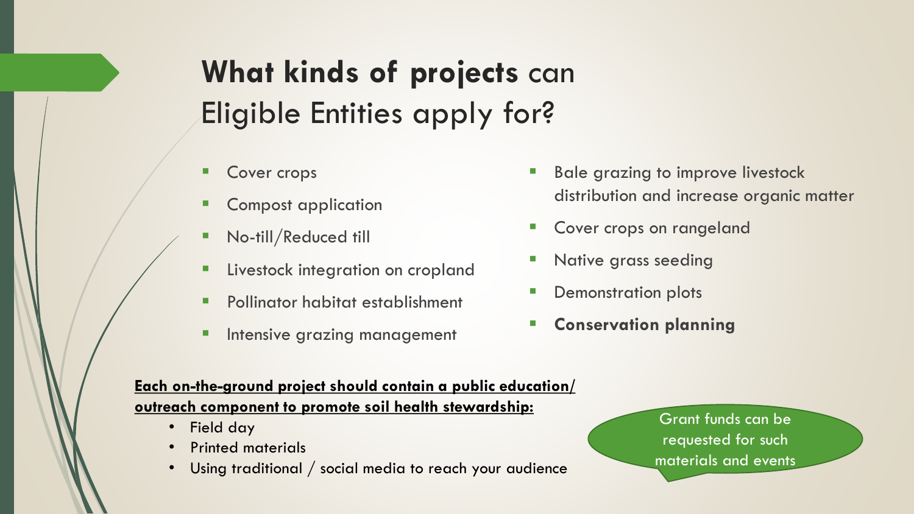# **What kinds of projects** can Eligible Entities apply for?

- Cover crops
- Compost application
- No-till/Reduced till
- Livestock integration on cropland
- Pollinator habitat establishment
- Intensive grazing management
- Bale grazing to improve livestock distribution and increase organic matter
- Cover crops on rangeland
- Native grass seeding
- Demonstration plots
- **Conservation planning**

**Each on-the-ground project should contain a public education/ outreach component to promote soil health stewardship:**

- Field day
- Printed materials
- Using traditional / social media to reach your audience

Grant funds can be requested for such materials and events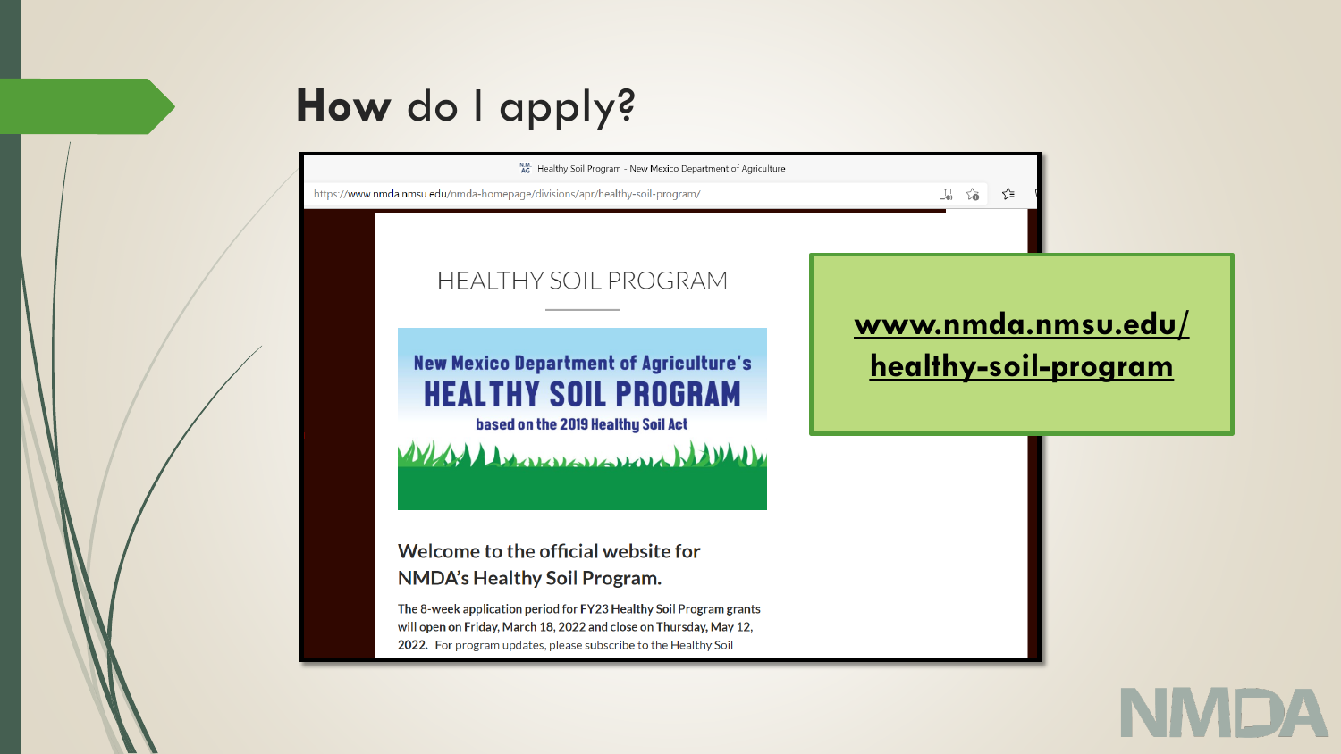# How do I apply?

Healthy Soil Program - New Mexico Department of Agriculture

https://www.nmda.nmsu.edu/nmda-homepage/divisions/apr/healthy-soil-program/

HEALTHY SOIL PROGRAM

New Mexico Department of Agriculture's
HEALTHY SOIL PROGRAM
based on the 2019 Healthy Soil Act

Welcome to the official website for NMDA's Healthy Soil Program.

The 8-week application period for FY23 Healthy Soil Program grants will open on Friday, March 18, 2022 and close on Thursday, May 12, 2022. For program updates, please subscribe to the Healthy Soil

**www.nmda.nmsu.edu/healthy-soil-program**

NMDA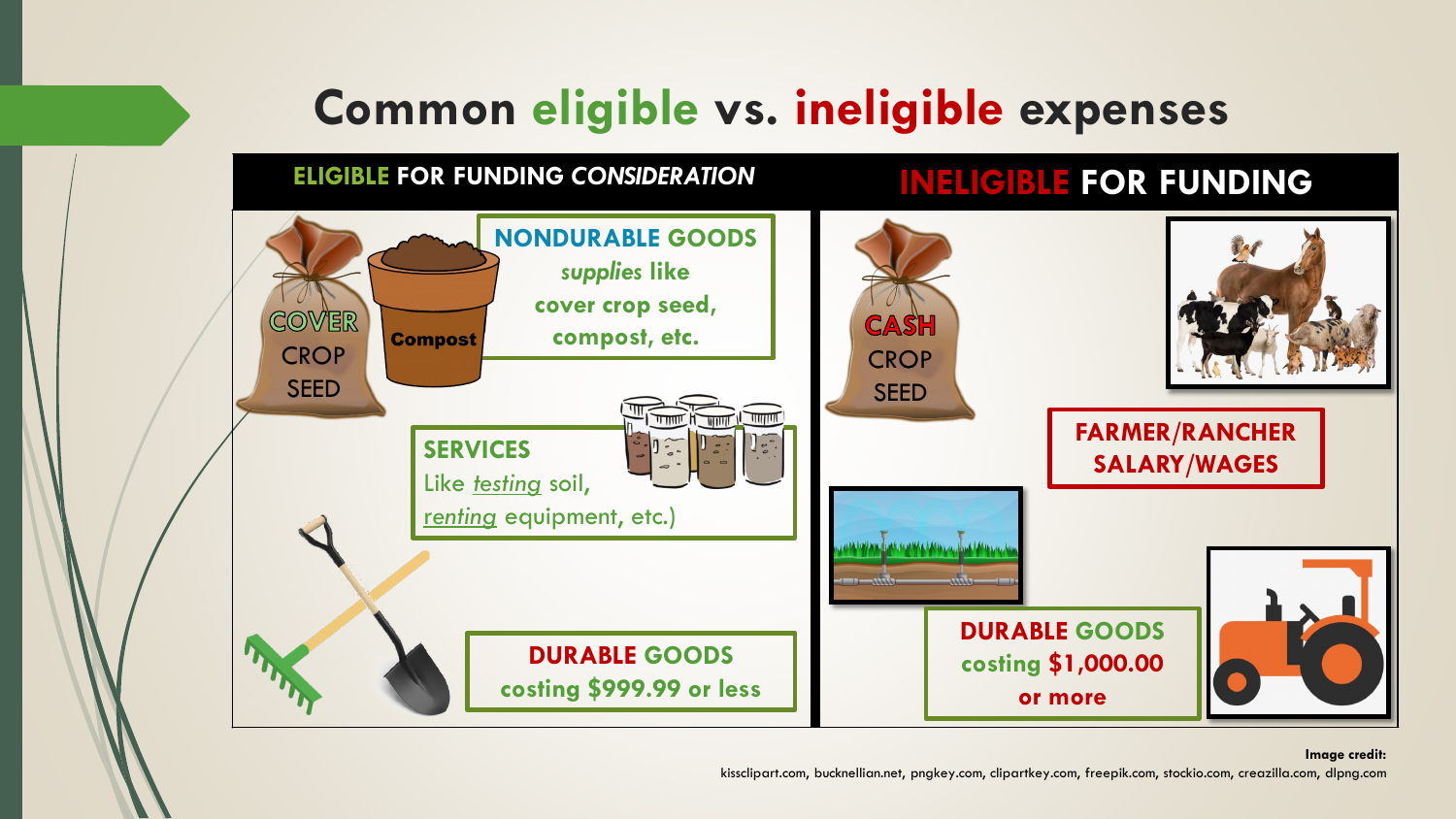# Common eligible vs. ineligible expenses

## ELIGIBLE FOR FUNDING *CONSIDERATION*

COVER CROP SEED

Compost

**NONDURABLE GOODS**
***supplies*** **like cover crop seed, compost, etc.**

**SERVICES**
Like *testing* soil, *renting* equipment, etc.)

**DURABLE GOODS costing $999.99 or less**

## INELIGIBLE FOR FUNDING

CASH CROP SEED

**FARMER/RANCHER SALARY/WAGES**

**DURABLE GOODS costing $1,000.00 or more**

**Image credit:**
kissclipart.com, bucknellian.net, pngkey.com, clipartkey.com, freepik.com, stockio.com, creazilla.com, dlpng.com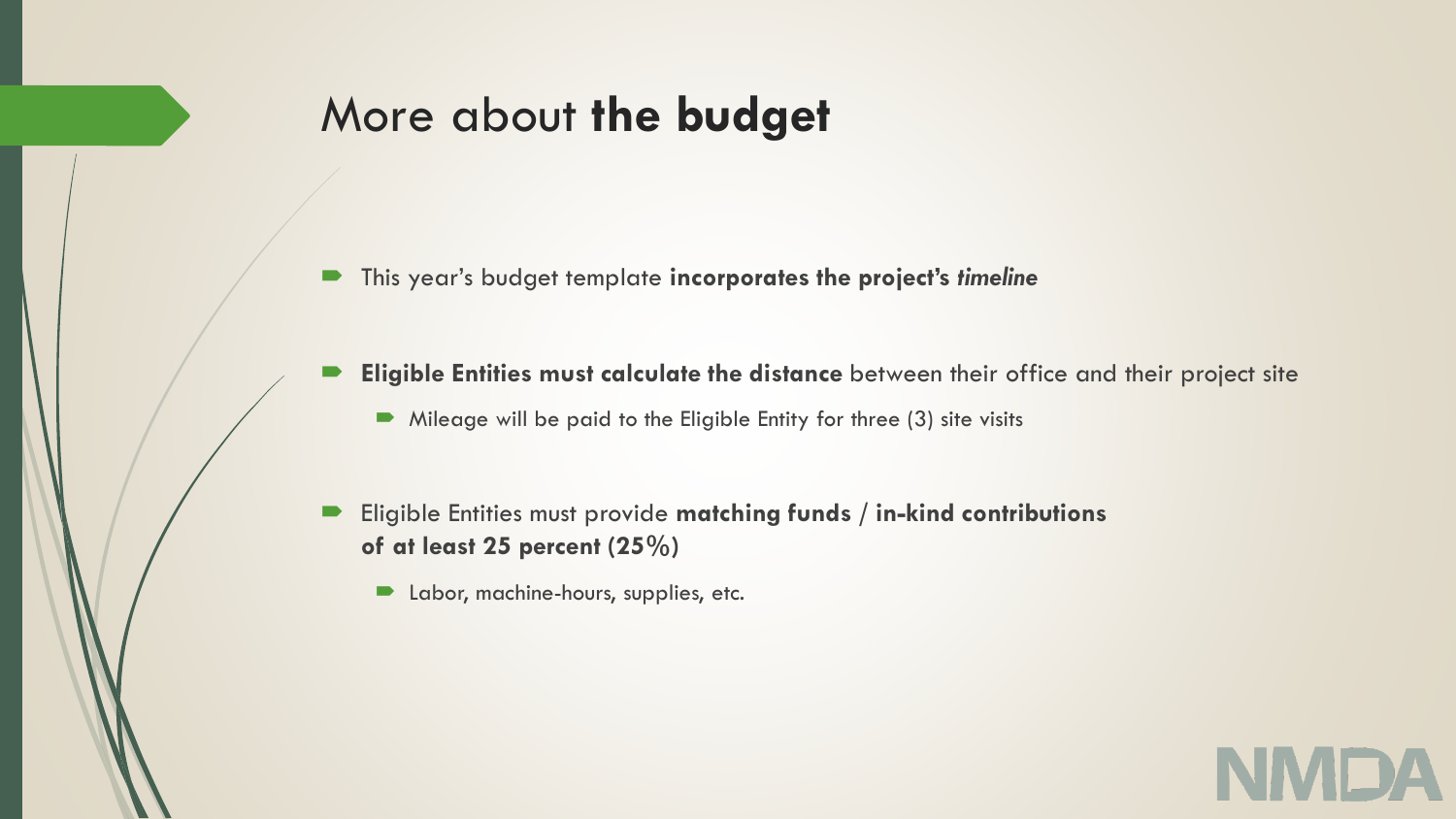# More about **the budget**

- This year's budget template **incorporates the project's *timeline***
- **Eligible Entities must calculate the distance** between their office and their project site
  - Mileage will be paid to the Eligible Entity for three (3) site visits
- Eligible Entities must provide **matching funds** / **in-kind contributions of at least 25 percent (25%)**
  - Labor, machine-hours, supplies, etc.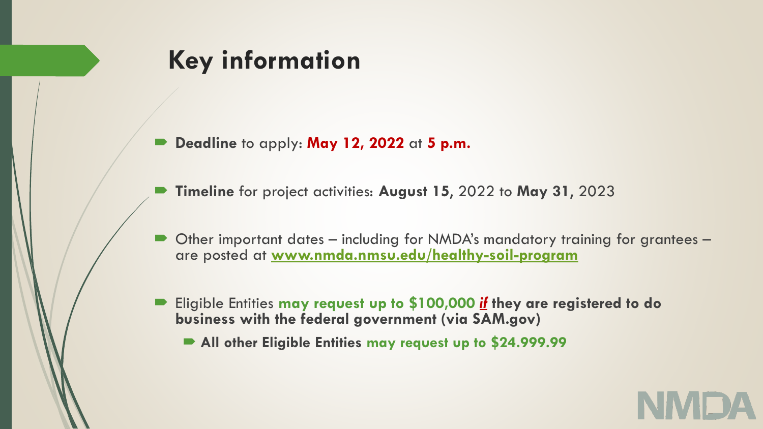# Key information

- **Deadline** to apply: **May 12, 2022** at **5 p.m.**
- **Timeline** for project activities: **August 15**, 2022 to **May 31**, 2023
- Other important dates – including for NMDA's mandatory training for grantees – are posted at **www.nmda.nmsu.edu/healthy-soil-program**
- Eligible Entities **may request up to $100,000 *if* they are registered to do business with the federal government (via SAM.gov)**
  - **All other Eligible Entities may request up to $24.999.99**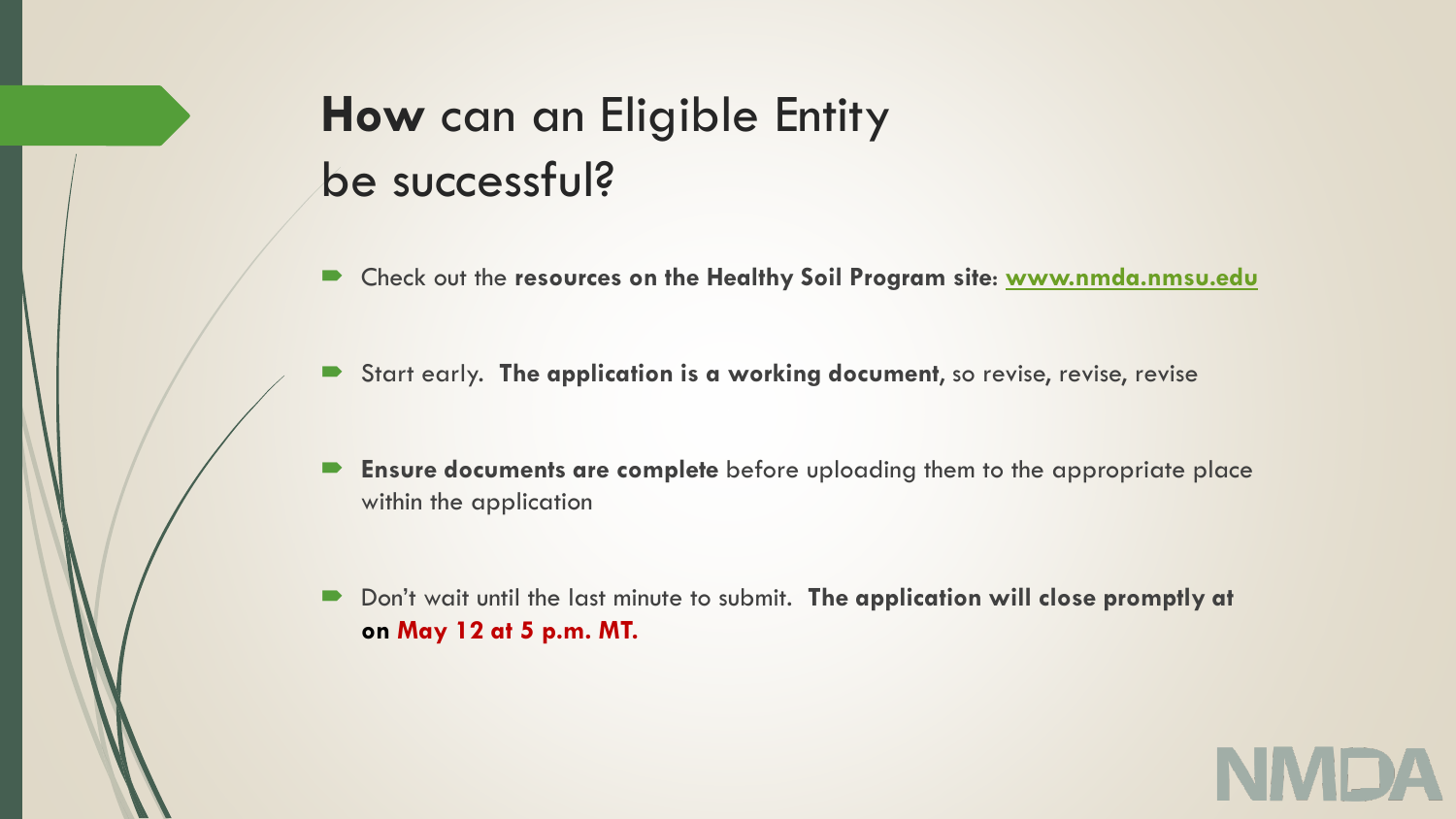# **How** can an Eligible Entity be successful?

- Check out the **resources on the Healthy Soil Program site**: **www.nmda.nmsu.edu**
- Start early. **The application is a working document**, so revise, revise, revise
- **Ensure documents are complete** before uploading them to the appropriate place within the application
- Don't wait until the last minute to submit. **The application will close promptly at on May 12 at 5 p.m. MT.**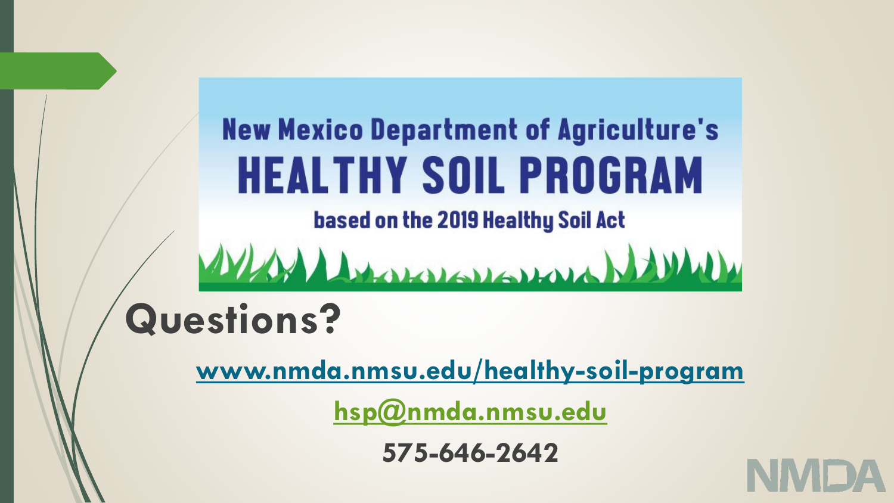New Mexico Department of Agriculture's

# HEALTHY SOIL PROGRAM

based on the 2019 Healthy Soil Act

# Questions?

www.nmda.nmsu.edu/healthy-soil-program

hsp@nmda.nmsu.edu

**575-646-2642**

NMDA